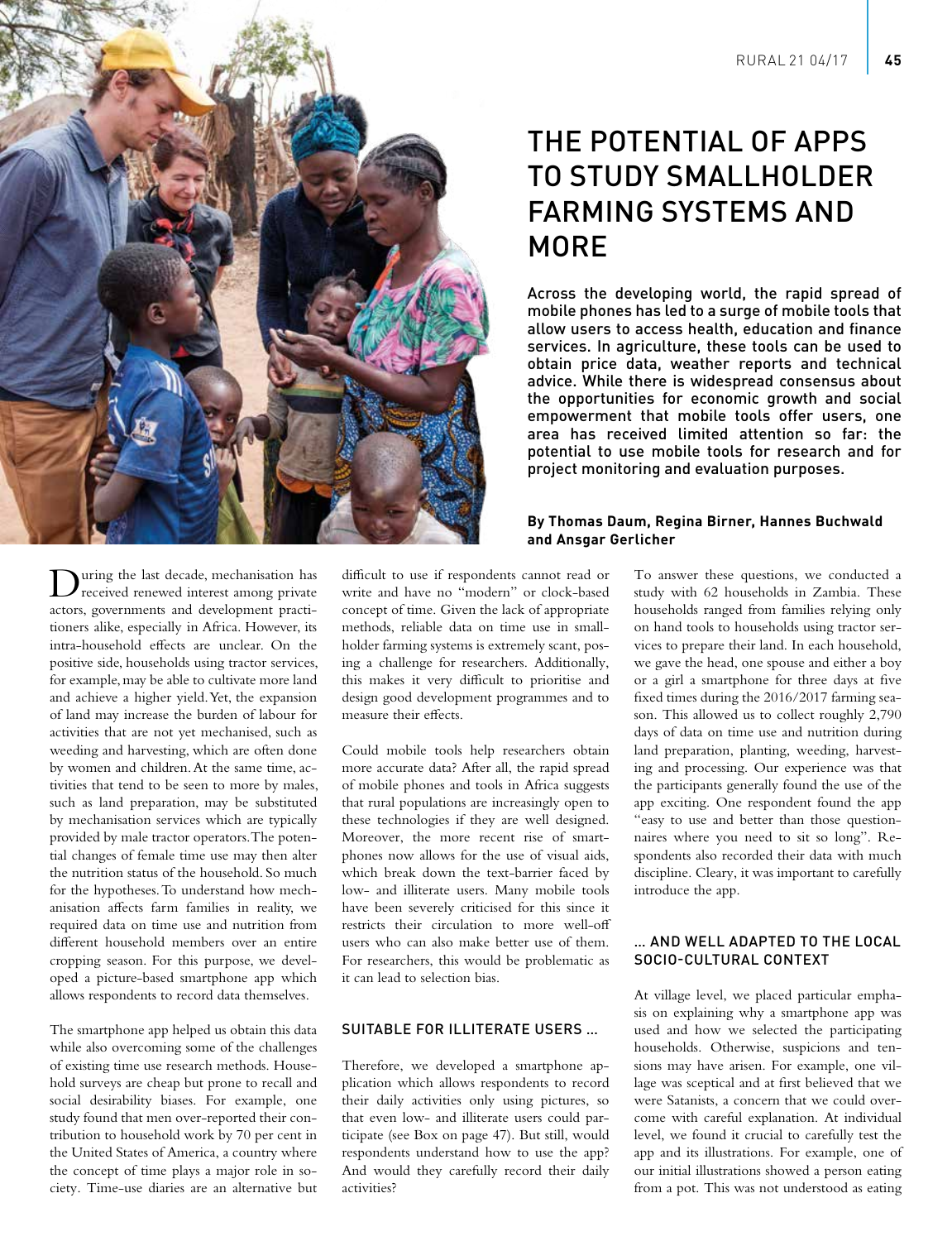# THE POTENTIAL OF APPS TO STUDY SMALLHOLDER FARMING SYSTEMS AND MORE

**Across the developing world, the rapid spread of mobile phones has led to a surge of mobile tools that allow users to access health, education and finance services. In agriculture, these tools can be used to obtain price data, weather reports and technical advice. While there is widespread consensus about the opportunities for economic growth and social empowerment that mobile tools offer users, one area has received limited attention so far: the potential to use mobile tools for research and for project monitoring and evaluation purposes.**

**By Thomas Daum, Regina Birner, Hannes Buchwald and Ansgar Gerlicher**

During the last decade, mechanisation has received renewed interest among private actors, governments and development practitioners alike, especially in Africa. However, its intra-household effects are unclear. On the positive side, households using tractor services, for example, may be able to cultivate more land and achieve a higher yield. Yet, the expansion of land may increase the burden of labour for activities that are not yet mechanised, such as weeding and harvesting, which are often done by women and children. At the same time, activities that tend to be seen to more by males, such as land preparation, may be substituted by mechanisation services which are typically provided by male tractor operators. The potential changes of female time use may then alter the nutrition status of the household. So much for the hypotheses. To understand how mechanisation affects farm families in reality, we required data on time use and nutrition from different household members over an entire cropping season. For this purpose, we developed a picture-based smartphone app which allows respondents to record data themselves.

The smartphone app helped us obtain this data while also overcoming some of the challenges of existing time use research methods. Household surveys are cheap but prone to recall and social desirability biases. For example, one study found that men over-reported their contribution to household work by 70 per cent in the United States of America, a country where the concept of time plays a major role in society. Time-use diaries are an alternative but difficult to use if respondents cannot read or write and have no "modern" or clock-based concept of time. Given the lack of appropriate methods, reliable data on time use in smallholder farming systems is extremely scant, posing a challenge for researchers. Additionally, this makes it very difficult to prioritise and design good development programmes and to measure their effects.

Could mobile tools help researchers obtain more accurate data? After all, the rapid spread of mobile phones and tools in Africa suggests that rural populations are increasingly open to these technologies if they are well designed. Moreover, the more recent rise of smartphones now allows for the use of visual aids, which break down the text-barrier faced by low- and illiterate users. Many mobile tools have been severely criticised for this since it restricts their circulation to more well-off users who can also make better use of them. For researchers, this would be problematic as it can lead to selection bias.

## SUITABLE FOR ILLITERATE USERS …

Therefore, we developed a smartphone application which allows respondents to record their daily activities only using pictures, so that even low- and illiterate users could participate (see Box on page 47). But still, would respondents understand how to use the app? And would they carefully record their daily activities?

To answer these questions, we conducted a study with 62 households in Zambia. These households ranged from families relying only on hand tools to households using tractor services to prepare their land. In each household, we gave the head, one spouse and either a boy or a girl a smartphone for three days at five fixed times during the 2016/2017 farming season. This allowed us to collect roughly 2,790 days of data on time use and nutrition during land preparation, planting, weeding, harvesting and processing. Our experience was that the participants generally found the use of the app exciting. One respondent found the app "easy to use and better than those questionnaires where you need to sit so long". Respondents also recorded their data with much discipline. Cleary, it was important to carefully introduce the app.

## … AND WELL ADAPTED TO THE LOCAL SOCIO-CULTURAL CONTEXT

At village level, we placed particular emphasis on explaining why a smartphone app was used and how we selected the participating households. Otherwise, suspicions and tensions may have arisen. For example, one village was sceptical and at first believed that we were Satanists, a concern that we could overcome with careful explanation. At individual level, we found it crucial to carefully test the app and its illustrations. For example, one of our initial illustrations showed a person eating from a pot. This was not understood as eating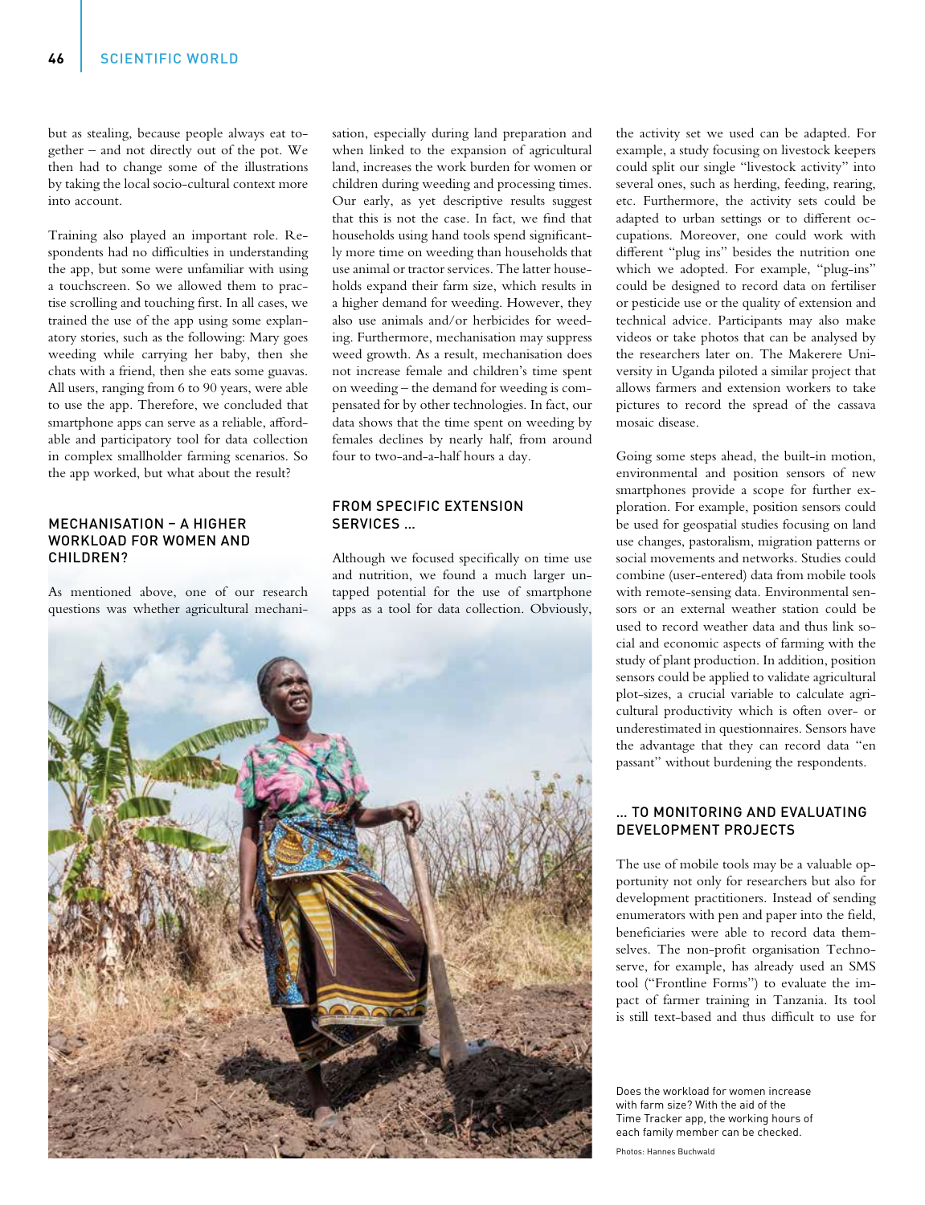but as stealing, because people always eat together – and not directly out of the pot. We then had to change some of the illustrations by taking the local socio-cultural context more into account.

Training also played an important role. Respondents had no difficulties in understanding the app, but some were unfamiliar with using a touchscreen. So we allowed them to practise scrolling and touching first. In all cases, we trained the use of the app using some explanatory stories, such as the following: Mary goes weeding while carrying her baby, then she chats with a friend, then she eats some guavas. All users, ranging from 6 to 90 years, were able to use the app. Therefore, we concluded that smartphone apps can serve as a reliable, affordable and participatory tool for data collection in complex smallholder farming scenarios. So the app worked, but what about the result?

## MECHANISATION – A HIGHER WORKLOAD FOR WOMEN AND CHILDREN?

As mentioned above, one of our research questions was whether agricultural mechanisation, especially during land preparation and when linked to the expansion of agricultural land, increases the work burden for women or children during weeding and processing times. Our early, as yet descriptive results suggest that this is not the case. In fact, we find that households using hand tools spend significantly more time on weeding than households that use animal or tractor services. The latter households expand their farm size, which results in a higher demand for weeding. However, they also use animals and/or herbicides for weeding. Furthermore, mechanisation may suppress weed growth. As a result, mechanisation does not increase female and children's time spent on weeding – the demand for weeding is compensated for by other technologies. In fact, our data shows that the time spent on weeding by females declines by nearly half, from around four to two-and-a-half hours a day.

## FROM SPECIFIC EXTENSION SERVICES ...

Although we focused specifically on time use and nutrition, we found a much larger untapped potential for the use of smartphone apps as a tool for data collection. Obviously, the activity set we used can be adapted. For example, a study focusing on livestock keepers could split our single "livestock activity" into several ones, such as herding, feeding, rearing, etc. Furthermore, the activity sets could be adapted to urban settings or to different occupations. Moreover, one could work with different "plug ins" besides the nutrition one which we adopted. For example, "plug-ins" could be designed to record data on fertiliser or pesticide use or the quality of extension and technical advice. Participants may also make videos or take photos that can be analysed by the researchers later on. The Makerere University in Uganda piloted a similar project that allows farmers and extension workers to take pictures to record the spread of the cassava mosaic disease.

Going some steps ahead, the built-in motion, environmental and position sensors of new smartphones provide a scope for further exploration. For example, position sensors could be used for geospatial studies focusing on land use changes, pastoralism, migration patterns or social movements and networks. Studies could combine (user-entered) data from mobile tools with remote-sensing data. Environmental sensors or an external weather station could be used to record weather data and thus link social and economic aspects of farming with the study of plant production. In addition, position sensors could be applied to validate agricultural plot-sizes, a crucial variable to calculate agricultural productivity which is often over- or underestimated in questionnaires. Sensors have the advantage that they can record data "en passant" without burdening the respondents.

## ... TO MONITORING AND EVALUATING DEVELOPMENT PROJECTS

The use of mobile tools may be a valuable opportunity not only for researchers but also for development practitioners. Instead of sending enumerators with pen and paper into the field, beneficiaries were able to record data themselves. The non-profit organisation Technoserve, for example, has already used an SMS tool ("Frontline Forms") to evaluate the impact of farmer training in Tanzania. Its tool is still text-based and thus difficult to use for

Does the workload for women increase with farm size? With the aid of the Time Tracker app, the working hours of each family member can be checked.

Photos: Hannes Buchwald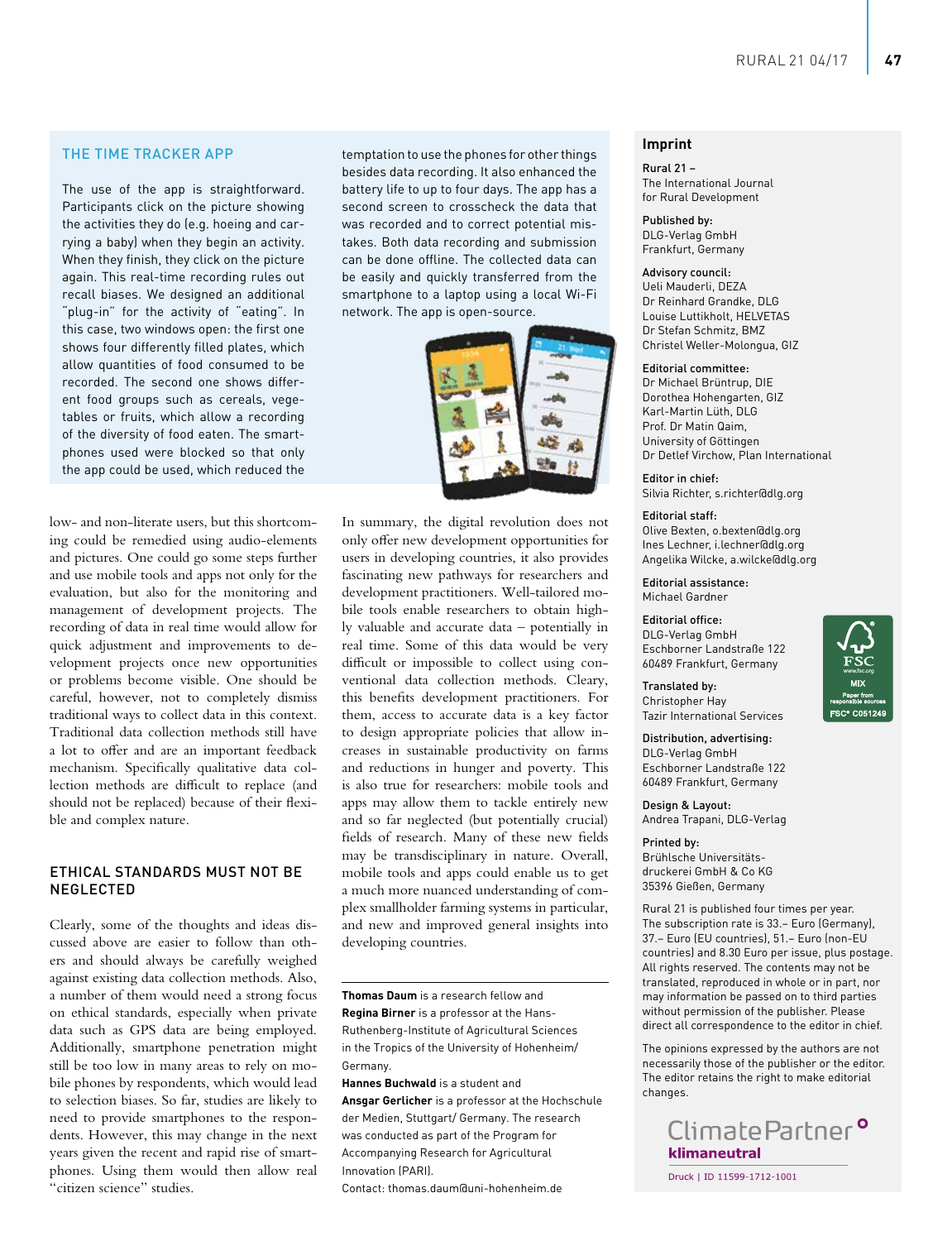## THE TIME TRACKER APP

The use of the app is straightforward. Participants click on the picture showing the activities they do (e.g. hoeing and carrying a baby) when they begin an activity. When they finish, they click on the picture again. This real-time recording rules out recall biases. We designed an additional "plug-in" for the activity of "eating". In this case, two windows open: the first one shows four differently filled plates, which allow quantities of food consumed to be recorded. The second one shows different food groups such as cereals, vegetables or fruits, which allow a recording of the diversity of food eaten. The smartphones used were blocked so that only the app could be used, which reduced the temptation to use the phones for other things besides data recording. It also enhanced the battery life to up to four days. The app has a second screen to crosscheck the data that was recorded and to correct potential mistakes. Both data recording and submission can be done offline. The collected data can be easily and quickly transferred from the smartphone to a laptop using a local Wi-Fi network. The app is open-source.

low- and non-literate users, but this shortcoming could be remedied using audio-elements and pictures. One could go some steps further and use mobile tools and apps not only for the evaluation, but also for the monitoring and management of development projects. The recording of data in real time would allow for quick adjustment and improvements to development projects once new opportunities or problems become visible. One should be careful, however, not to completely dismiss traditional ways to collect data in this context. Traditional data collection methods still have a lot to offer and are an important feedback mechanism. Specifically qualitative data collection methods are difficult to replace (and should not be replaced) because of their flexible and complex nature.

## ETHICAL STANDARDS MUST NOT BE NEGLECTED

Clearly, some of the thoughts and ideas discussed above are easier to follow than others and should always be carefully weighed against existing data collection methods. Also, a number of them would need a strong focus on ethical standards, especially when private data such as GPS data are being employed. Additionally, smartphone penetration might still be too low in many areas to rely on mobile phones by respondents, which would lead to selection biases. So far, studies are likely to need to provide smartphones to the respondents. However, this may change in the next years given the recent and rapid rise of smartphones. Using them would then allow real "citizen science" studies.

In summary, the digital revolution does not only offer new development opportunities for users in developing countries, it also provides fascinating new pathways for researchers and development practitioners. Well-tailored mobile tools enable researchers to obtain highly valuable and accurate data – potentially in real time. Some of this data would be very difficult or impossible to collect using conventional data collection methods. Clearly, this benefits development practitioners. For them, access to accurate data is a key factor to design appropriate policies that allow increases in sustainable productivity on farms and reductions in hunger and poverty. This is also true for researchers: mobile tools and apps may allow them to tackle entirely new and so far neglected (but potentially crucial) fields of research. Many of these new fields may be transdisciplinary in nature. Overall, mobile tools and apps could enable us to get a much more nuanced understanding of complex smallholder farming systems in particular, and new and improved general insights into developing countries.

---

**Thomas Daum** is a research fellow and **Regina Birner** is a professor at the Hans-Ruthenberg-Institute of Agricultural Sciences in the Tropics of the University of Hohenheim/ Germany.
**Hannes Buchwald** is a student and **Ansgar Gerlicher** is a professor at the Hochschule der Medien, Stuttgart/ Germany. The research was conducted as part of the Program for Accompanying Research for Agricultural Innovation (PARI).
Contact: thomas.daum@uni-hohenheim.de

## Imprint

**Rural 21 –**
The International Journal for Rural Development

**Published by:**
DLG-Verlag GmbH
Frankfurt, Germany

**Advisory council:**
Ueli Mauderli, DEZA
Dr Reinhard Grandke, DLG
Louise Luttikholt, HELVETAS
Dr Stefan Schmitz, BMZ
Christel Weller-Molongua, GIZ

**Editorial committee:**
Dr Michael Brüntrup, DIE
Dorothea Hohengarten, GIZ
Karl-Martin Lüth, DLG
Prof. Dr Matin Qaim, University of Göttingen
Dr Detlef Virchow, Plan International

**Editor in chief:**
Silvia Richter, s.richter@dlg.org

**Editorial staff:**
Olive Bexten, o.bexten@dlg.org
Ines Lechner, i.lechner@dlg.org
Angelika Wilcke, a.wilcke@dlg.org

**Editorial assistance:**
Michael Gardner

**Editorial office:**
DLG-Verlag GmbH
Eschborner Landstraße 122
60489 Frankfurt, Germany

**Translated by:**
Christopher Hay
Tazir International Services

**Distribution, advertising:**
DLG-Verlag GmbH
Eschborner Landstraße 122
60489 Frankfurt, Germany

**Design & Layout:**
Andrea Trapani, DLG-Verlag

**Printed by:**
Brühlsche Universitäts-druckerei GmbH & Co KG
35396 Gießen, Germany

Rural 21 is published four times per year. The subscription rate is 33.– Euro (Germany), 37.– Euro (EU countries), 51.– Euro (non-EU countries) and 8.30 Euro per issue, plus postage. All rights reserved. The contents may not be translated, reproduced in whole or in part, nor may information be passed on to third parties without permission of the publisher. Please direct all correspondence to the editor in chief.

The opinions expressed by the authors are not necessarily those of the publisher or the editor. The editor retains the right to make editorial changes.

FSC MIX Paper from responsible sources FSC® C051249

ClimatePartner klimaneutral
Druck | ID 11599-1712-1001